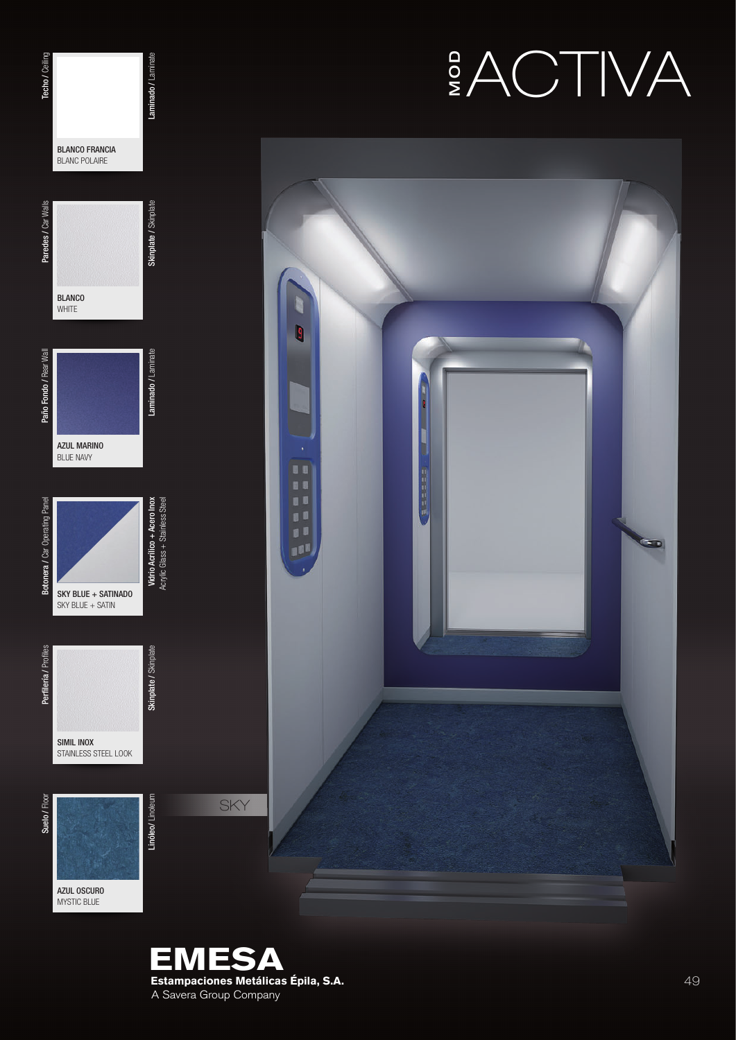# MOD ACTIVA

| Elemento | Acabado | Material |
| --- | --- | --- |
| **Techo** / Ceiling | **BLANCO FRANCIA** BLANC POLAIRE | **Laminado** / Laminate |
| **Paredes** / Car Walls | **BLANCO** WHITE | **Skinplate** / Skinplate |
| **Paño Fondo** / Rear Wall | **AZUL MARINO** BLUE NAVY | **Laminado** / Laminate |
| **Botonera** / Car Operating Panel | **SKY BLUE + SATINADO** SKY BLUE + SATIN | **Vidrio Acrílico + Acero Inox** Acrylic Glass + Stainless Steel |
| **Perfilería** / Profiles | **SIMIL INOX** STAINLESS STEEL LOOK | **Skinplate** / Skinplate |
| **Suelo** / Floor | **AZUL OSCURO** MYSTIC BLUE | **Linóleo**/ Linoleum |

SKY

**EMESA**
**Estampaciones Metálicas Épila, S.A.**
A Savera Group Company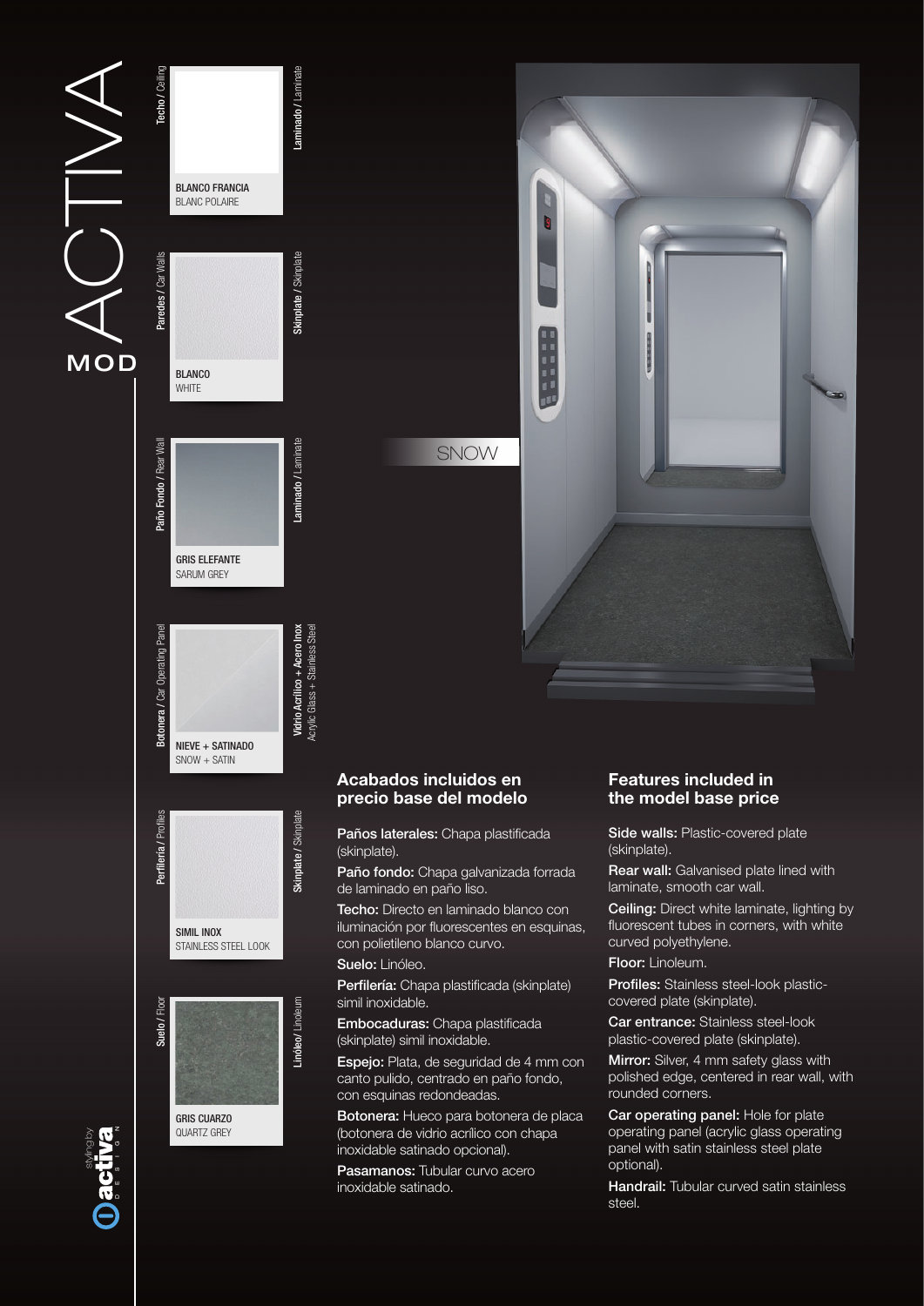# MOD ACTIVA

## SNOW

| | | |
|---|---|---|
| **Techo** / Ceiling | **BLANCO FRANCIA** BLANC POLAIRE | **Laminado** / Laminate |
| **Paredes** / Car Walls | **BLANCO** WHITE | **Skinplate** / Skinplate |
| **Paño Fondo** / Rear Wall | **GRIS ELEFANTE** SARUM GREY | **Laminado** / Laminate |
| **Botonera** / Car Operating Panel | **NIEVE + SATINADO** SNOW + SATIN | **Vidrio Acrílico + Acero Inox** Acrylic Glass + Stainless Steel |
| **Perfilería** / Profiles | **SIMIL INOX** STAINLESS STEEL LOOK | **Skinplate** / Skinplate |
| **Suelo** / Floor | **GRIS CUARZO** QUARTZ GREY | **Linóleo** / Linoleum |

### Acabados incluidos en precio base del modelo

**Paños laterales:** Chapa plastificada (skinplate).

**Paño fondo:** Chapa galvanizada forrada de laminado en paño liso.

**Techo:** Directo en laminado blanco con iluminación por fluorescentes en esquinas, con polietileno blanco curvo.

**Suelo:** Linóleo.

**Perfilería:** Chapa plastificada (skinplate) simil inoxidable.

**Embocaduras:** Chapa plastificada (skinplate) simil inoxidable.

**Espejo:** Plata, de seguridad de 4 mm con canto pulido, centrado en paño fondo, con esquinas redondeadas.

**Botonera:** Hueco para botonera de placa (botonera de vidrio acrílico con chapa inoxidable satinado opcional).

**Pasamanos:** Tubular curvo acero inoxidable satinado.

### Features included in the model base price

**Side walls:** Plastic-covered plate (skinplate).

**Rear wall:** Galvanised plate lined with laminate, smooth car wall.

**Ceiling:** Direct white laminate, lighting by fluorescent tubes in corners, with white curved polyethylene.

**Floor:** Linoleum.

**Profiles:** Stainless steel-look plastic-covered plate (skinplate).

**Car entrance:** Stainless steel-look plastic-covered plate (skinplate).

**Mirror:** Silver, 4 mm safety glass with polished edge, centered in rear wall, with rounded corners.

**Car operating panel:** Hole for plate operating panel (acrylic glass operating panel with satin stainless steel plate optional).

**Handrail:** Tubular curved satin stainless steel.

styling by activa DESIGN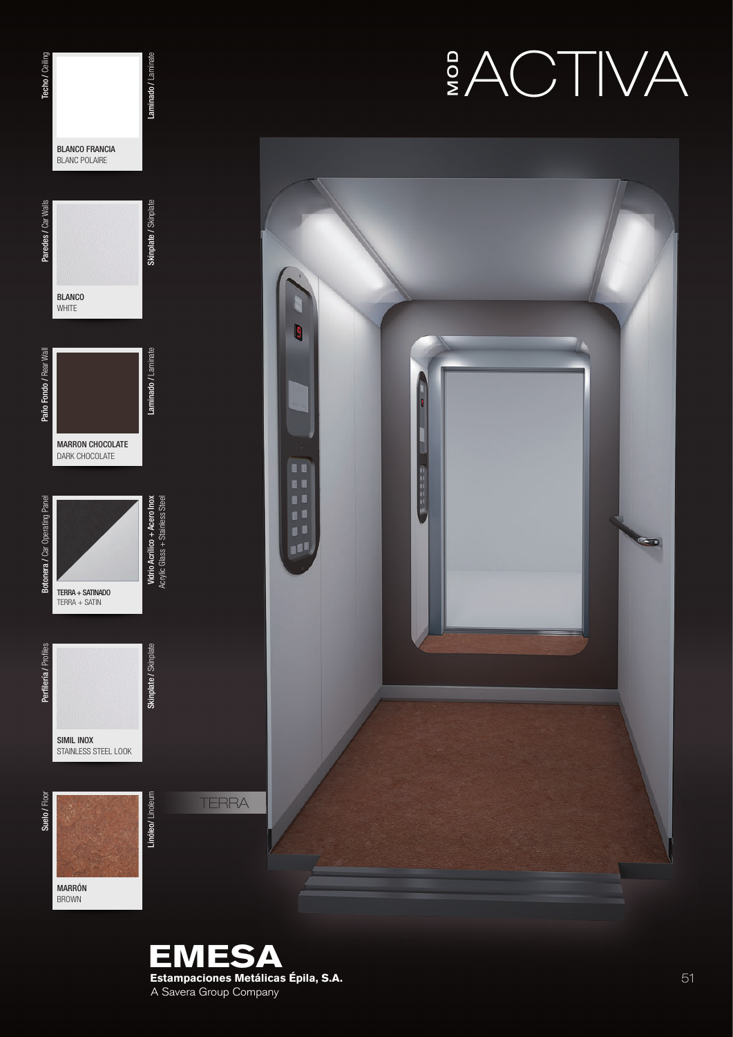# MOD ACTIVA

**Techo** / Ceiling — **Laminado** / Laminate

BLANCO FRANCIA
BLANC POLAIRE

**Paredes** / Car Walls — **Skinplate** / Skinplate

BLANCO
WHITE

**Paño Fondo** / Rear Wall — **Laminado** / Laminate

MARRON CHOCOLATE
DARK CHOCOLATE

**Botonera** / Car Operating Panel — **Vidrio Acrílico + Acero Inox** / Acrylic Glass + Stainless Steel

TERRA + SATINADO
TERRA + SATIN

**Perfilería** / Profiles — **Skinplate** / Skinplate

SIMIL INOX
STAINLESS STEEL LOOK

**Suelo** / Floor — **Linóleo** / Linoleum

MARRÓN
BROWN

TERRA

**EMESA**
**Estampaciones Metálicas Épila, S.A.**
A Savera Group Company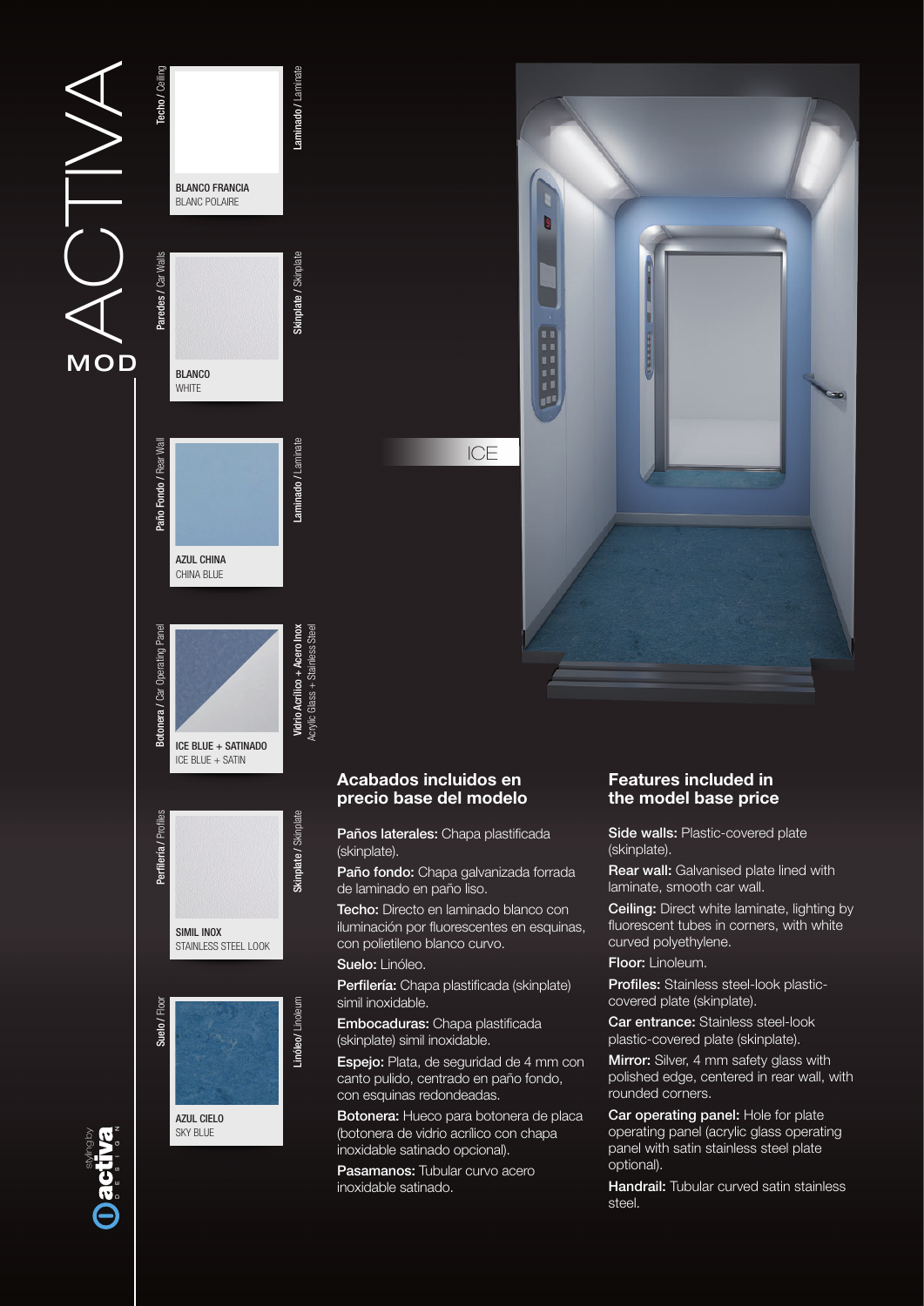# ACTIVA MOD

**Techo / Ceiling** — Laminado / Laminate

BLANCO FRANCIA
BLANC POLAIRE

**Paredes / Car Walls** — Skinplate / Skinplate

BLANCO
WHITE

**Paño Fondo / Rear Wall** — Laminado / Laminate

AZUL CHINA
CHINA BLUE

**Botonera / Car Operating Panel** — Vidrio Acrílico + Acero Inox / Acrylic Glass + Stainless Steel

ICE BLUE + SATINADO
ICE BLUE + SATIN

**Perfilería / Profiles** — Skinplate / Skinplate

SIMIL INOX
STAINLESS STEEL LOOK

**Suelo / Floor** — Linóleo/ Linoleum

AZUL CIELO
SKY BLUE

ICE

## Acabados incluidos en precio base del modelo

**Paños laterales:** Chapa plastificada (skinplate).

**Paño fondo:** Chapa galvanizada forrada de laminado en paño liso.

**Techo:** Directo en laminado blanco con iluminación por fluorescentes en esquinas, con polietileno blanco curvo.

**Suelo:** Linóleo.

**Perfilería:** Chapa plastificada (skinplate) simil inoxidable.

**Embocaduras:** Chapa plastificada (skinplate) simil inoxidable.

**Espejo:** Plata, de seguridad de 4 mm con canto pulido, centrado en paño fondo, con esquinas redondeadas.

**Botonera:** Hueco para botonera de placa (botonera de vidrio acrílico con chapa inoxidable satinado opcional).

**Pasamanos:** Tubular curvo acero inoxidable satinado.

## Features included in the model base price

**Side walls:** Plastic-covered plate (skinplate).

**Rear wall:** Galvanised plate lined with laminate, smooth car wall.

**Ceiling:** Direct white laminate, lighting by fluorescent tubes in corners, with white curved polyethylene.

**Floor:** Linoleum.

**Profiles:** Stainless steel-look plastic-covered plate (skinplate).

**Car entrance:** Stainless steel-look plastic-covered plate (skinplate).

**Mirror:** Silver, 4 mm safety glass with polished edge, centered in rear wall, with rounded corners.

**Car operating panel:** Hole for plate operating panel (acrylic glass operating panel with satin stainless steel plate optional).

**Handrail:** Tubular curved satin stainless steel.

styling by activa DESIGN